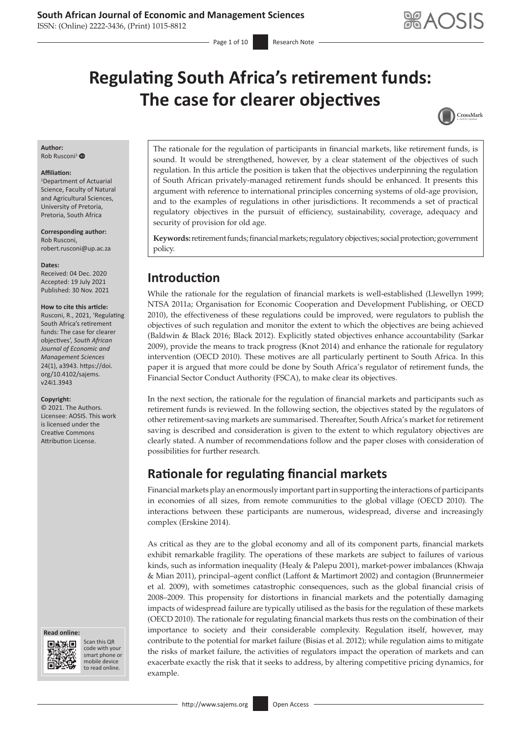# Regulating South Africa's retirement funds: The case for clearer objectives

**Author:**
Rob Rusconi[1]

**Affiliation:**
[1]Department of Actuarial Science, Faculty of Natural and Agricultural Sciences, University of Pretoria, Pretoria, South Africa

**Corresponding author:**
Rob Rusconi,
robert.rusconi@up.ac.za

**Dates:**
Received: 04 Dec. 2020
Accepted: 19 July 2021
Published: 30 Nov. 2021

**How to cite this article:**
Rusconi, R., 2021, 'Regulating South Africa's retirement funds: The case for clearer objectives', *South African Journal of Economic and Management Sciences* 24(1), a3943. https://doi.org/10.4102/sajems.v24i1.3943

**Copyright:**
© 2021. The Authors. Licensee: AOSIS. This work is licensed under the Creative Commons Attribution License.

The rationale for the regulation of participants in financial markets, like retirement funds, is sound. It would be strengthened, however, by a clear statement of the objectives of such regulation. In this article the position is taken that the objectives underpinning the regulation of South African privately-managed retirement funds should be enhanced. It presents this argument with reference to international principles concerning systems of old-age provision, and to the examples of regulations in other jurisdictions. It recommends a set of practical regulatory objectives in the pursuit of efficiency, sustainability, coverage, adequacy and security of provision for old age.

**Keywords:** retirement funds; financial markets; regulatory objectives; social protection; government policy.

## Introduction

While the rationale for the regulation of financial markets is well-established (Llewellyn 1999; NTSA 2011a; Organisation for Economic Cooperation and Development Publishing, or OECD 2010), the effectiveness of these regulations could be improved, were regulators to publish the objectives of such regulation and monitor the extent to which the objectives are being achieved (Baldwin & Black 2016; Black 2012). Explicitly stated objectives enhance accountability (Sarkar 2009), provide the means to track progress (Knot 2014) and enhance the rationale for regulatory intervention (OECD 2010). These motives are all particularly pertinent to South Africa. In this paper it is argued that more could be done by South Africa's regulator of retirement funds, the Financial Sector Conduct Authority (FSCA), to make clear its objectives.

In the next section, the rationale for the regulation of financial markets and participants such as retirement funds is reviewed. In the following section, the objectives stated by the regulators of other retirement-saving markets are summarised. Thereafter, South Africa's market for retirement saving is described and consideration is given to the extent to which regulatory objectives are clearly stated. A number of recommendations follow and the paper closes with consideration of possibilities for further research.

## Rationale for regulating financial markets

Financial markets play an enormously important part in supporting the interactions of participants in economies of all sizes, from remote communities to the global village (OECD 2010). The interactions between these participants are numerous, widespread, diverse and increasingly complex (Erskine 2014).

As critical as they are to the global economy and all of its component parts, financial markets exhibit remarkable fragility. The operations of these markets are subject to failures of various kinds, such as information inequality (Healy & Palepu 2001), market-power imbalances (Khwaja & Mian 2011), principal–agent conflict (Laffont & Martimort 2002) and contagion (Brunnermeier et al. 2009), with sometimes catastrophic consequences, such as the global financial crisis of 2008–2009. This propensity for distortions in financial markets and the potentially damaging impacts of widespread failure are typically utilised as the basis for the regulation of these markets (OECD 2010). The rationale for regulating financial markets thus rests on the combination of their importance to society and their considerable complexity. Regulation itself, however, may contribute to the potential for market failure (Bisias et al. 2012); while regulation aims to mitigate the risks of market failure, the activities of regulators impact the operation of markets and can exacerbate exactly the risk that it seeks to address, by altering competitive pricing dynamics, for example.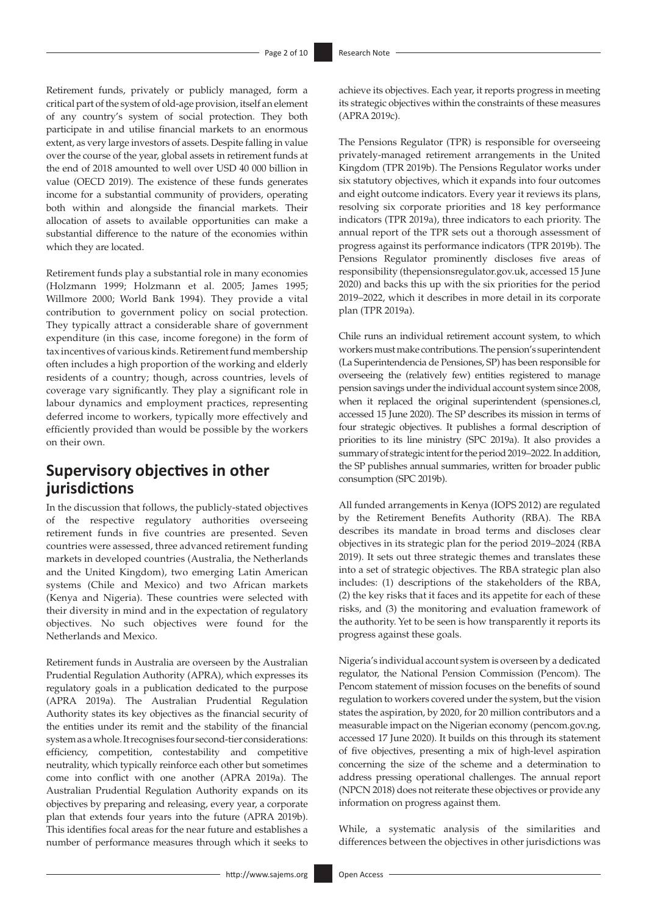Retirement funds, privately or publicly managed, form a critical part of the system of old-age provision, itself an element of any country's system of social protection. They both participate in and utilise financial markets to an enormous extent, as very large investors of assets. Despite falling in value over the course of the year, global assets in retirement funds at the end of 2018 amounted to well over USD 40 000 billion in value (OECD 2019). The existence of these funds generates income for a substantial community of providers, operating both within and alongside the financial markets. Their allocation of assets to available opportunities can make a substantial difference to the nature of the economies within which they are located.

Retirement funds play a substantial role in many economies (Holzmann 1999; Holzmann et al. 2005; James 1995; Willmore 2000; World Bank 1994). They provide a vital contribution to government policy on social protection. They typically attract a considerable share of government expenditure (in this case, income foregone) in the form of tax incentives of various kinds. Retirement fund membership often includes a high proportion of the working and elderly residents of a country; though, across countries, levels of coverage vary significantly. They play a significant role in labour dynamics and employment practices, representing deferred income to workers, typically more effectively and efficiently provided than would be possible by the workers on their own.

## Supervisory objectives in other jurisdictions

In the discussion that follows, the publicly-stated objectives of the respective regulatory authorities overseeing retirement funds in five countries are presented. Seven countries were assessed, three advanced retirement funding markets in developed countries (Australia, the Netherlands and the United Kingdom), two emerging Latin American systems (Chile and Mexico) and two African markets (Kenya and Nigeria). These countries were selected with their diversity in mind and in the expectation of regulatory objectives. No such objectives were found for the Netherlands and Mexico.

Retirement funds in Australia are overseen by the Australian Prudential Regulation Authority (APRA), which expresses its regulatory goals in a publication dedicated to the purpose (APRA 2019a). The Australian Prudential Regulation Authority states its key objectives as the financial security of the entities under its remit and the stability of the financial system as a whole. It recognises four second-tier considerations: efficiency, competition, contestability and competitive neutrality, which typically reinforce each other but sometimes come into conflict with one another (APRA 2019a). The Australian Prudential Regulation Authority expands on its objectives by preparing and releasing, every year, a corporate plan that extends four years into the future (APRA 2019b). This identifies focal areas for the near future and establishes a number of performance measures through which it seeks to achieve its objectives. Each year, it reports progress in meeting its strategic objectives within the constraints of these measures (APRA 2019c).

The Pensions Regulator (TPR) is responsible for overseeing privately-managed retirement arrangements in the United Kingdom (TPR 2019b). The Pensions Regulator works under six statutory objectives, which it expands into four outcomes and eight outcome indicators. Every year it reviews its plans, resolving six corporate priorities and 18 key performance indicators (TPR 2019a), three indicators to each priority. The annual report of the TPR sets out a thorough assessment of progress against its performance indicators (TPR 2019b). The Pensions Regulator prominently discloses five areas of responsibility (thepensionsregulator.gov.uk, accessed 15 June 2020) and backs this up with the six priorities for the period 2019–2022, which it describes in more detail in its corporate plan (TPR 2019a).

Chile runs an individual retirement account system, to which workers must make contributions. The pension's superintendent (La Superintendencia de Pensiones, SP) has been responsible for overseeing the (relatively few) entities registered to manage pension savings under the individual account system since 2008, when it replaced the original superintendent (spensiones.cl, accessed 15 June 2020). The SP describes its mission in terms of four strategic objectives. It publishes a formal description of priorities to its line ministry (SPC 2019a). It also provides a summary of strategic intent for the period 2019–2022. In addition, the SP publishes annual summaries, written for broader public consumption (SPC 2019b).

All funded arrangements in Kenya (IOPS 2012) are regulated by the Retirement Benefits Authority (RBA). The RBA describes its mandate in broad terms and discloses clear objectives in its strategic plan for the period 2019–2024 (RBA 2019). It sets out three strategic themes and translates these into a set of strategic objectives. The RBA strategic plan also includes: (1) descriptions of the stakeholders of the RBA, (2) the key risks that it faces and its appetite for each of these risks, and (3) the monitoring and evaluation framework of the authority. Yet to be seen is how transparently it reports its progress against these goals.

Nigeria's individual account system is overseen by a dedicated regulator, the National Pension Commission (Pencom). The Pencom statement of mission focuses on the benefits of sound regulation to workers covered under the system, but the vision states the aspiration, by 2020, for 20 million contributors and a measurable impact on the Nigerian economy (pencom.gov.ng, accessed 17 June 2020). It builds on this through its statement of five objectives, presenting a mix of high-level aspiration concerning the size of the scheme and a determination to address pressing operational challenges. The annual report (NPCN 2018) does not reiterate these objectives or provide any information on progress against them.

While, a systematic analysis of the similarities and differences between the objectives in other jurisdictions was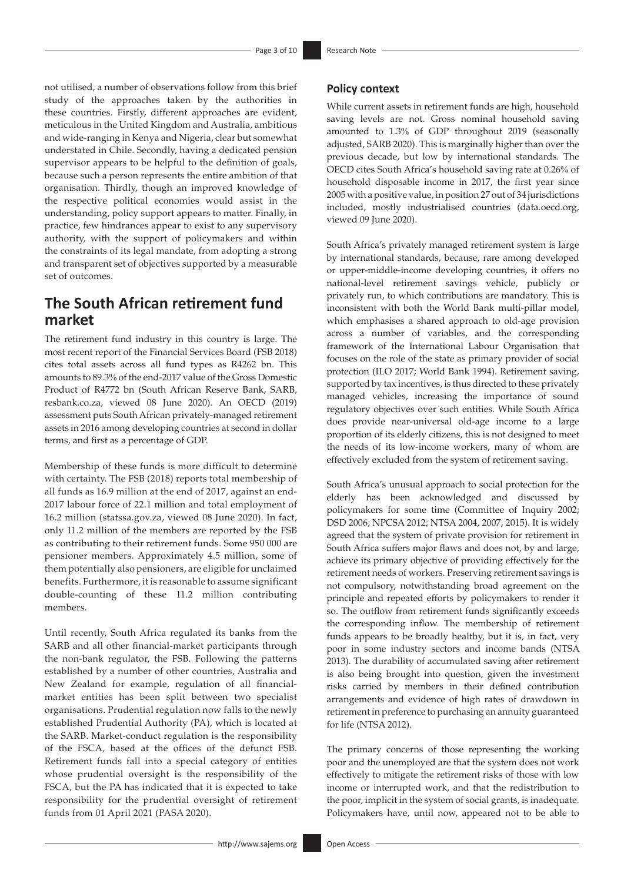not utilised, a number of observations follow from this brief study of the approaches taken by the authorities in these countries. Firstly, different approaches are evident, meticulous in the United Kingdom and Australia, ambitious and wide-ranging in Kenya and Nigeria, clear but somewhat understated in Chile. Secondly, having a dedicated pension supervisor appears to be helpful to the definition of goals, because such a person represents the entire ambition of that organisation. Thirdly, though an improved knowledge of the respective political economies would assist in the understanding, policy support appears to matter. Finally, in practice, few hindrances appear to exist to any supervisory authority, with the support of policymakers and within the constraints of its legal mandate, from adopting a strong and transparent set of objectives supported by a measurable set of outcomes.

## The South African retirement fund market

The retirement fund industry in this country is large. The most recent report of the Financial Services Board (FSB 2018) cites total assets across all fund types as R4262 bn. This amounts to 89.3% of the end-2017 value of the Gross Domestic Product of R4772 bn (South African Reserve Bank, SARB, resbank.co.za, viewed 08 June 2020). An OECD (2019) assessment puts South African privately-managed retirement assets in 2016 among developing countries at second in dollar terms, and first as a percentage of GDP.

Membership of these funds is more difficult to determine with certainty. The FSB (2018) reports total membership of all funds as 16.9 million at the end of 2017, against an end-2017 labour force of 22.1 million and total employment of 16.2 million (statssa.gov.za, viewed 08 June 2020). In fact, only 11.2 million of the members are reported by the FSB as contributing to their retirement funds. Some 950 000 are pensioner members. Approximately 4.5 million, some of them potentially also pensioners, are eligible for unclaimed benefits. Furthermore, it is reasonable to assume significant double-counting of these 11.2 million contributing members.

Until recently, South Africa regulated its banks from the SARB and all other financial-market participants through the non-bank regulator, the FSB. Following the patterns established by a number of other countries, Australia and New Zealand for example, regulation of all financial-market entities has been split between two specialist organisations. Prudential regulation now falls to the newly established Prudential Authority (PA), which is located at the SARB. Market-conduct regulation is the responsibility of the FSCA, based at the offices of the defunct FSB. Retirement funds fall into a special category of entities whose prudential oversight is the responsibility of the FSCA, but the PA has indicated that it is expected to take responsibility for the prudential oversight of retirement funds from 01 April 2021 (PASA 2020).

### Policy context

While current assets in retirement funds are high, household saving levels are not. Gross nominal household saving amounted to 1.3% of GDP throughout 2019 (seasonally adjusted, SARB 2020). This is marginally higher than over the previous decade, but low by international standards. The OECD cites South Africa's household saving rate at 0.26% of household disposable income in 2017, the first year since 2005 with a positive value, in position 27 out of 34 jurisdictions included, mostly industrialised countries (data.oecd.org, viewed 09 June 2020).

South Africa's privately managed retirement system is large by international standards, because, rare among developed or upper-middle-income developing countries, it offers no national-level retirement savings vehicle, publicly or privately run, to which contributions are mandatory. This is inconsistent with both the World Bank multi-pillar model, which emphasises a shared approach to old-age provision across a number of variables, and the corresponding framework of the International Labour Organisation that focuses on the role of the state as primary provider of social protection (ILO 2017; World Bank 1994). Retirement saving, supported by tax incentives, is thus directed to these privately managed vehicles, increasing the importance of sound regulatory objectives over such entities. While South Africa does provide near-universal old-age income to a large proportion of its elderly citizens, this is not designed to meet the needs of its low-income workers, many of whom are effectively excluded from the system of retirement saving.

South Africa's unusual approach to social protection for the elderly has been acknowledged and discussed by policymakers for some time (Committee of Inquiry 2002; DSD 2006; NPCSA 2012; NTSA 2004, 2007, 2015). It is widely agreed that the system of private provision for retirement in South Africa suffers major flaws and does not, by and large, achieve its primary objective of providing effectively for the retirement needs of workers. Preserving retirement savings is not compulsory, notwithstanding broad agreement on the principle and repeated efforts by policymakers to render it so. The outflow from retirement funds significantly exceeds the corresponding inflow. The membership of retirement funds appears to be broadly healthy, but it is, in fact, very poor in some industry sectors and income bands (NTSA 2013). The durability of accumulated saving after retirement is also being brought into question, given the investment risks carried by members in their defined contribution arrangements and evidence of high rates of drawdown in retirement in preference to purchasing an annuity guaranteed for life (NTSA 2012).

The primary concerns of those representing the working poor and the unemployed are that the system does not work effectively to mitigate the retirement risks of those with low income or interrupted work, and that the redistribution to the poor, implicit in the system of social grants, is inadequate. Policymakers have, until now, appeared not to be able to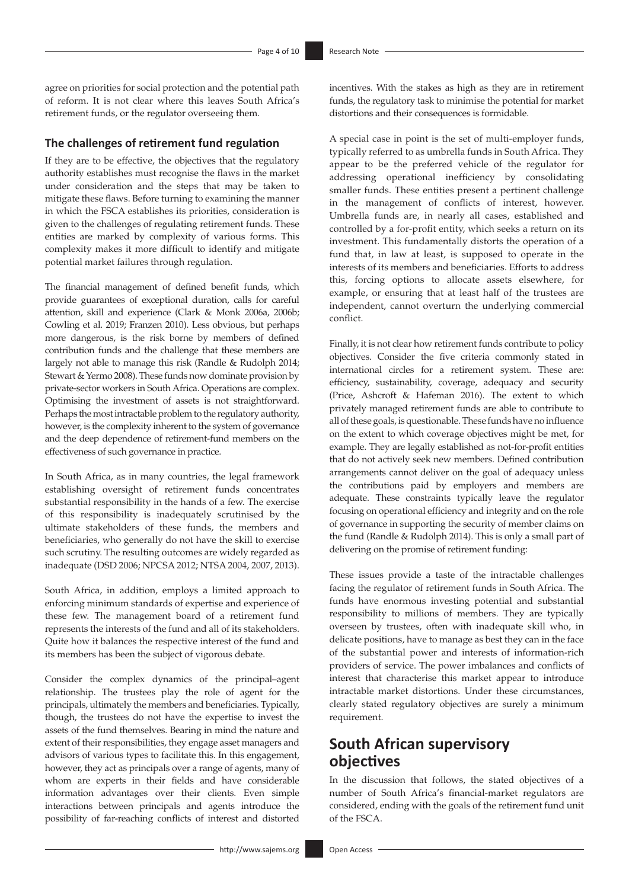agree on priorities for social protection and the potential path of reform. It is not clear where this leaves South Africa's retirement funds, or the regulator overseeing them.

### The challenges of retirement fund regulation

If they are to be effective, the objectives that the regulatory authority establishes must recognise the flaws in the market under consideration and the steps that may be taken to mitigate these flaws. Before turning to examining the manner in which the FSCA establishes its priorities, consideration is given to the challenges of regulating retirement funds. These entities are marked by complexity of various forms. This complexity makes it more difficult to identify and mitigate potential market failures through regulation.

The financial management of defined benefit funds, which provide guarantees of exceptional duration, calls for careful attention, skill and experience (Clark & Monk 2006a, 2006b; Cowling et al. 2019; Franzen 2010). Less obvious, but perhaps more dangerous, is the risk borne by members of defined contribution funds and the challenge that these members are largely not able to manage this risk (Randle & Rudolph 2014; Stewart & Yermo 2008). These funds now dominate provision by private-sector workers in South Africa. Operations are complex. Optimising the investment of assets is not straightforward. Perhaps the most intractable problem to the regulatory authority, however, is the complexity inherent to the system of governance and the deep dependence of retirement-fund members on the effectiveness of such governance in practice.

In South Africa, as in many countries, the legal framework establishing oversight of retirement funds concentrates substantial responsibility in the hands of a few. The exercise of this responsibility is inadequately scrutinised by the ultimate stakeholders of these funds, the members and beneficiaries, who generally do not have the skill to exercise such scrutiny. The resulting outcomes are widely regarded as inadequate (DSD 2006; NPCSA 2012; NTSA 2004, 2007, 2013).

South Africa, in addition, employs a limited approach to enforcing minimum standards of expertise and experience of these few. The management board of a retirement fund represents the interests of the fund and all of its stakeholders. Quite how it balances the respective interest of the fund and its members has been the subject of vigorous debate.

Consider the complex dynamics of the principal–agent relationship. The trustees play the role of agent for the principals, ultimately the members and beneficiaries. Typically, though, the trustees do not have the expertise to invest the assets of the fund themselves. Bearing in mind the nature and extent of their responsibilities, they engage asset managers and advisors of various types to facilitate this. In this engagement, however, they act as principals over a range of agents, many of whom are experts in their fields and have considerable information advantages over their clients. Even simple interactions between principals and agents introduce the possibility of far-reaching conflicts of interest and distorted incentives. With the stakes as high as they are in retirement funds, the regulatory task to minimise the potential for market distortions and their consequences is formidable.

A special case in point is the set of multi-employer funds, typically referred to as umbrella funds in South Africa. They appear to be the preferred vehicle of the regulator for addressing operational inefficiency by consolidating smaller funds. These entities present a pertinent challenge in the management of conflicts of interest, however. Umbrella funds are, in nearly all cases, established and controlled by a for-profit entity, which seeks a return on its investment. This fundamentally distorts the operation of a fund that, in law at least, is supposed to operate in the interests of its members and beneficiaries. Efforts to address this, forcing options to allocate assets elsewhere, for example, or ensuring that at least half of the trustees are independent, cannot overturn the underlying commercial conflict.

Finally, it is not clear how retirement funds contribute to policy objectives. Consider the five criteria commonly stated in international circles for a retirement system. These are: efficiency, sustainability, coverage, adequacy and security (Price, Ashcroft & Hafeman 2016). The extent to which privately managed retirement funds are able to contribute to all of these goals, is questionable. These funds have no influence on the extent to which coverage objectives might be met, for example. They are legally established as not-for-profit entities that do not actively seek new members. Defined contribution arrangements cannot deliver on the goal of adequacy unless the contributions paid by employers and members are adequate. These constraints typically leave the regulator focusing on operational efficiency and integrity and on the role of governance in supporting the security of member claims on the fund (Randle & Rudolph 2014). This is only a small part of delivering on the promise of retirement funding:

These issues provide a taste of the intractable challenges facing the regulator of retirement funds in South Africa. The funds have enormous investing potential and substantial responsibility to millions of members. They are typically overseen by trustees, often with inadequate skill who, in delicate positions, have to manage as best they can in the face of the substantial power and interests of information-rich providers of service. The power imbalances and conflicts of interest that characterise this market appear to introduce intractable market distortions. Under these circumstances, clearly stated regulatory objectives are surely a minimum requirement.

## South African supervisory objectives

In the discussion that follows, the stated objectives of a number of South Africa's financial-market regulators are considered, ending with the goals of the retirement fund unit of the FSCA.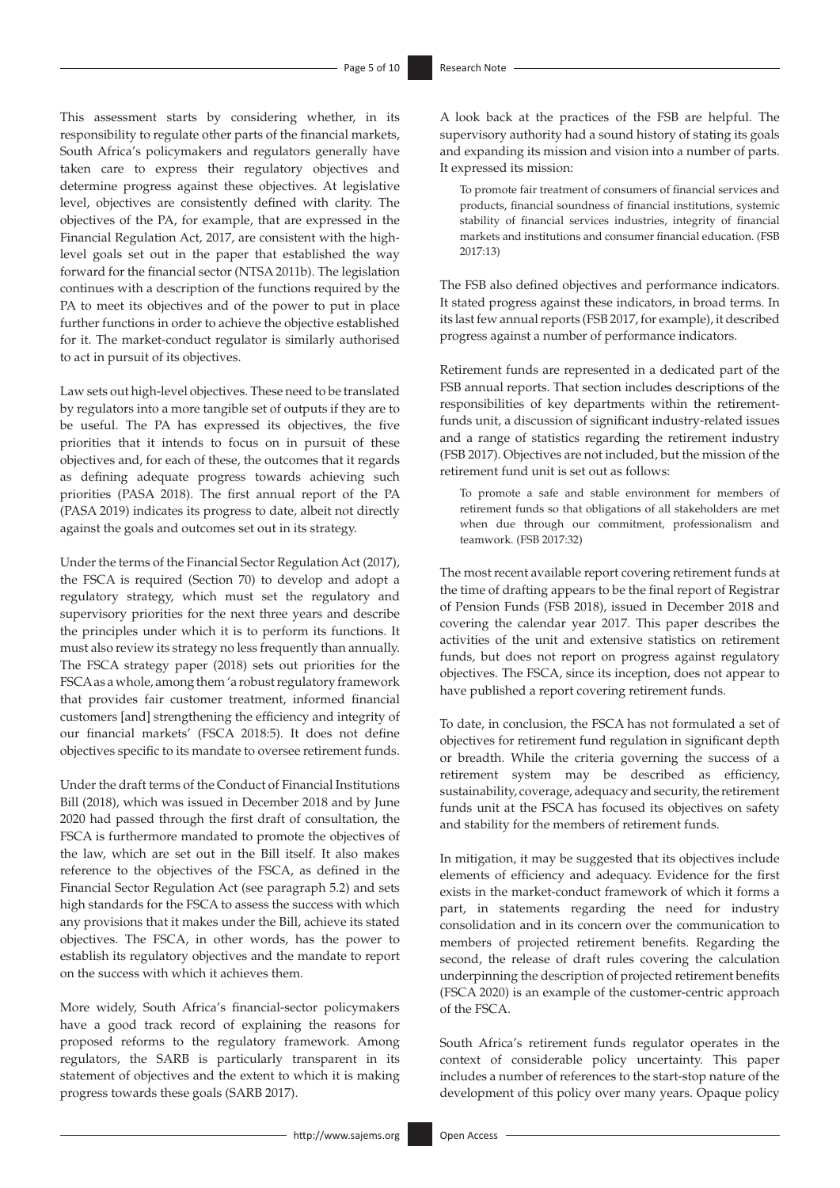This assessment starts by considering whether, in its responsibility to regulate other parts of the financial markets, South Africa's policymakers and regulators generally have taken care to express their regulatory objectives and determine progress against these objectives. At legislative level, objectives are consistently defined with clarity. The objectives of the PA, for example, that are expressed in the Financial Regulation Act, 2017, are consistent with the high-level goals set out in the paper that established the way forward for the financial sector (NTSA 2011b). The legislation continues with a description of the functions required by the PA to meet its objectives and of the power to put in place further functions in order to achieve the objective established for it. The market-conduct regulator is similarly authorised to act in pursuit of its objectives.

Law sets out high-level objectives. These need to be translated by regulators into a more tangible set of outputs if they are to be useful. The PA has expressed its objectives, the five priorities that it intends to focus on in pursuit of these objectives and, for each of these, the outcomes that it regards as defining adequate progress towards achieving such priorities (PASA 2018). The first annual report of the PA (PASA 2019) indicates its progress to date, albeit not directly against the goals and outcomes set out in its strategy.

Under the terms of the Financial Sector Regulation Act (2017), the FSCA is required (Section 70) to develop and adopt a regulatory strategy, which must set the regulatory and supervisory priorities for the next three years and describe the principles under which it is to perform its functions. It must also review its strategy no less frequently than annually. The FSCA strategy paper (2018) sets out priorities for the FSCA as a whole, among them 'a robust regulatory framework that provides fair customer treatment, informed financial customers [and] strengthening the efficiency and integrity of our financial markets' (FSCA 2018:5). It does not define objectives specific to its mandate to oversee retirement funds.

Under the draft terms of the Conduct of Financial Institutions Bill (2018), which was issued in December 2018 and by June 2020 had passed through the first draft of consultation, the FSCA is furthermore mandated to promote the objectives of the law, which are set out in the Bill itself. It also makes reference to the objectives of the FSCA, as defined in the Financial Sector Regulation Act (see paragraph 5.2) and sets high standards for the FSCA to assess the success with which any provisions that it makes under the Bill, achieve its stated objectives. The FSCA, in other words, has the power to establish its regulatory objectives and the mandate to report on the success with which it achieves them.

More widely, South Africa's financial-sector policymakers have a good track record of explaining the reasons for proposed reforms to the regulatory framework. Among regulators, the SARB is particularly transparent in its statement of objectives and the extent to which it is making progress towards these goals (SARB 2017).

A look back at the practices of the FSB are helpful. The supervisory authority had a sound history of stating its goals and expanding its mission and vision into a number of parts. It expressed its mission:

> To promote fair treatment of consumers of financial services and products, financial soundness of financial institutions, systemic stability of financial services industries, integrity of financial markets and institutions and consumer financial education. (FSB 2017:13)

The FSB also defined objectives and performance indicators. It stated progress against these indicators, in broad terms. In its last few annual reports (FSB 2017, for example), it described progress against a number of performance indicators.

Retirement funds are represented in a dedicated part of the FSB annual reports. That section includes descriptions of the responsibilities of key departments within the retirement-funds unit, a discussion of significant industry-related issues and a range of statistics regarding the retirement industry (FSB 2017). Objectives are not included, but the mission of the retirement fund unit is set out as follows:

> To promote a safe and stable environment for members of retirement funds so that obligations of all stakeholders are met when due through our commitment, professionalism and teamwork. (FSB 2017:32)

The most recent available report covering retirement funds at the time of drafting appears to be the final report of Registrar of Pension Funds (FSB 2018), issued in December 2018 and covering the calendar year 2017. This paper describes the activities of the unit and extensive statistics on retirement funds, but does not report on progress against regulatory objectives. The FSCA, since its inception, does not appear to have published a report covering retirement funds.

To date, in conclusion, the FSCA has not formulated a set of objectives for retirement fund regulation in significant depth or breadth. While the criteria governing the success of a retirement system may be described as efficiency, sustainability, coverage, adequacy and security, the retirement funds unit at the FSCA has focused its objectives on safety and stability for the members of retirement funds.

In mitigation, it may be suggested that its objectives include elements of efficiency and adequacy. Evidence for the first exists in the market-conduct framework of which it forms a part, in statements regarding the need for industry consolidation and in its concern over the communication to members of projected retirement benefits. Regarding the second, the release of draft rules covering the calculation underpinning the description of projected retirement benefits (FSCA 2020) is an example of the customer-centric approach of the FSCA.

South Africa's retirement funds regulator operates in the context of considerable policy uncertainty. This paper includes a number of references to the start-stop nature of the development of this policy over many years. Opaque policy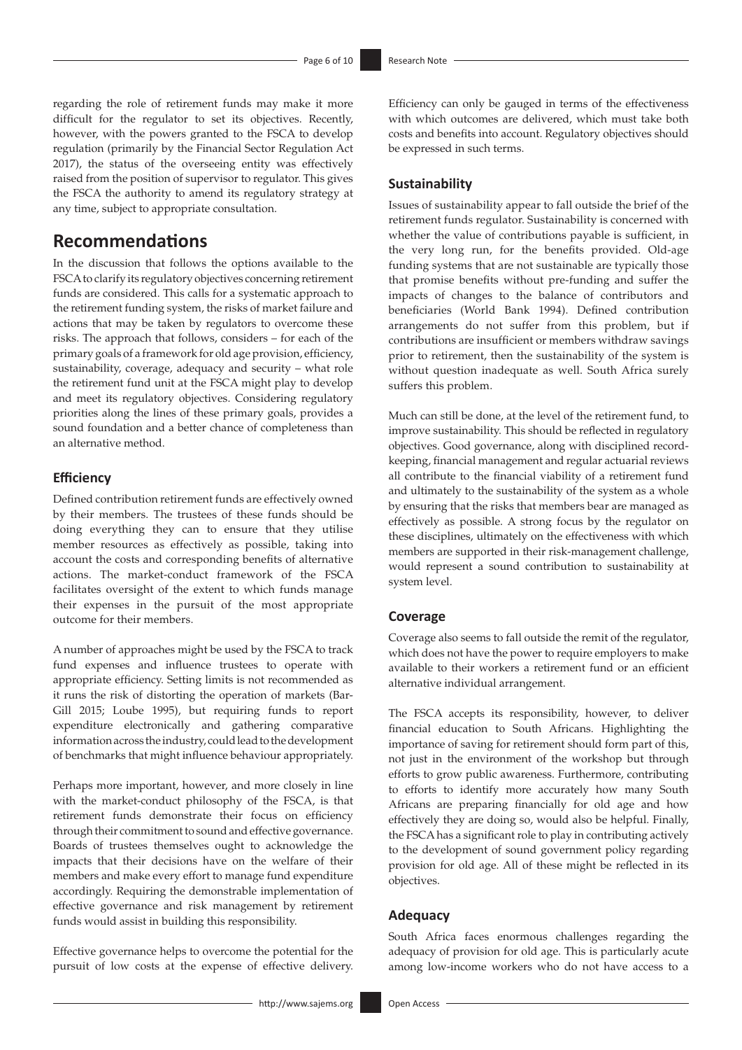regarding the role of retirement funds may make it more difficult for the regulator to set its objectives. Recently, however, with the powers granted to the FSCA to develop regulation (primarily by the Financial Sector Regulation Act 2017), the status of the overseeing entity was effectively raised from the position of supervisor to regulator. This gives the FSCA the authority to amend its regulatory strategy at any time, subject to appropriate consultation.

## Recommendations

In the discussion that follows the options available to the FSCA to clarify its regulatory objectives concerning retirement funds are considered. This calls for a systematic approach to the retirement funding system, the risks of market failure and actions that may be taken by regulators to overcome these risks. The approach that follows, considers – for each of the primary goals of a framework for old age provision, efficiency, sustainability, coverage, adequacy and security – what role the retirement fund unit at the FSCA might play to develop and meet its regulatory objectives. Considering regulatory priorities along the lines of these primary goals, provides a sound foundation and a better chance of completeness than an alternative method.

### Efficiency

Defined contribution retirement funds are effectively owned by their members. The trustees of these funds should be doing everything they can to ensure that they utilise member resources as effectively as possible, taking into account the costs and corresponding benefits of alternative actions. The market-conduct framework of the FSCA facilitates oversight of the extent to which funds manage their expenses in the pursuit of the most appropriate outcome for their members.

A number of approaches might be used by the FSCA to track fund expenses and influence trustees to operate with appropriate efficiency. Setting limits is not recommended as it runs the risk of distorting the operation of markets (Bar-Gill 2015; Loube 1995), but requiring funds to report expenditure electronically and gathering comparative information across the industry, could lead to the development of benchmarks that might influence behaviour appropriately.

Perhaps more important, however, and more closely in line with the market-conduct philosophy of the FSCA, is that retirement funds demonstrate their focus on efficiency through their commitment to sound and effective governance. Boards of trustees themselves ought to acknowledge the impacts that their decisions have on the welfare of their members and make every effort to manage fund expenditure accordingly. Requiring the demonstrable implementation of effective governance and risk management by retirement funds would assist in building this responsibility.

Effective governance helps to overcome the potential for the pursuit of low costs at the expense of effective delivery. Efficiency can only be gauged in terms of the effectiveness with which outcomes are delivered, which must take both costs and benefits into account. Regulatory objectives should be expressed in such terms.

### Sustainability

Issues of sustainability appear to fall outside the brief of the retirement funds regulator. Sustainability is concerned with whether the value of contributions payable is sufficient, in the very long run, for the benefits provided. Old-age funding systems that are not sustainable are typically those that promise benefits without pre-funding and suffer the impacts of changes to the balance of contributors and beneficiaries (World Bank 1994). Defined contribution arrangements do not suffer from this problem, but if contributions are insufficient or members withdraw savings prior to retirement, then the sustainability of the system is without question inadequate as well. South Africa surely suffers this problem.

Much can still be done, at the level of the retirement fund, to improve sustainability. This should be reflected in regulatory objectives. Good governance, along with disciplined record-keeping, financial management and regular actuarial reviews all contribute to the financial viability of a retirement fund and ultimately to the sustainability of the system as a whole by ensuring that the risks that members bear are managed as effectively as possible. A strong focus by the regulator on these disciplines, ultimately on the effectiveness with which members are supported in their risk-management challenge, would represent a sound contribution to sustainability at system level.

### Coverage

Coverage also seems to fall outside the remit of the regulator, which does not have the power to require employers to make available to their workers a retirement fund or an efficient alternative individual arrangement.

The FSCA accepts its responsibility, however, to deliver financial education to South Africans. Highlighting the importance of saving for retirement should form part of this, not just in the environment of the workshop but through efforts to grow public awareness. Furthermore, contributing to efforts to identify more accurately how many South Africans are preparing financially for old age and how effectively they are doing so, would also be helpful. Finally, the FSCA has a significant role to play in contributing actively to the development of sound government policy regarding provision for old age. All of these might be reflected in its objectives.

### Adequacy

South Africa faces enormous challenges regarding the adequacy of provision for old age. This is particularly acute among low-income workers who do not have access to a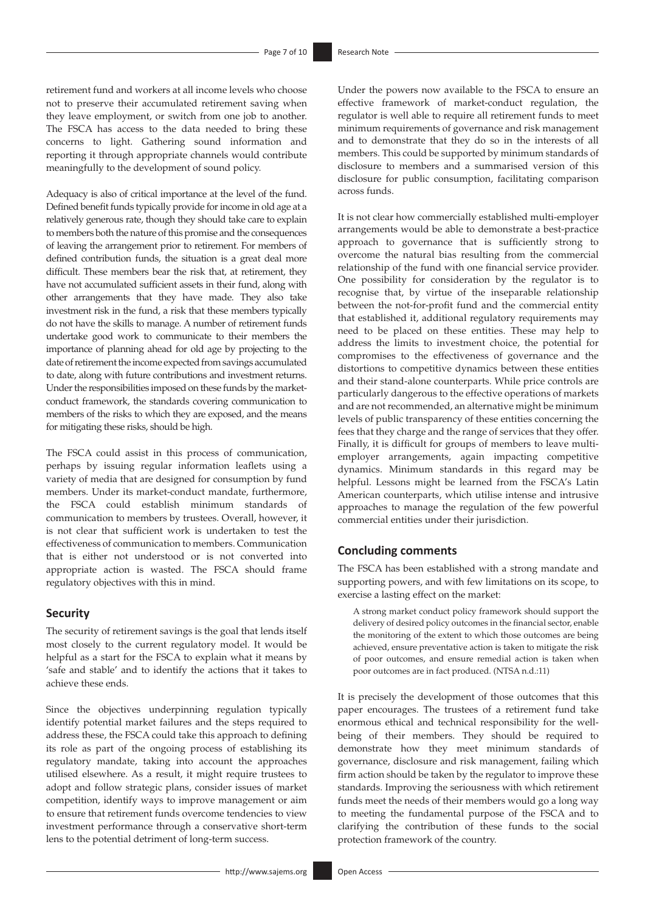retirement fund and workers at all income levels who choose not to preserve their accumulated retirement saving when they leave employment, or switch from one job to another. The FSCA has access to the data needed to bring these concerns to light. Gathering sound information and reporting it through appropriate channels would contribute meaningfully to the development of sound policy.

Adequacy is also of critical importance at the level of the fund. Defined benefit funds typically provide for income in old age at a relatively generous rate, though they should take care to explain to members both the nature of this promise and the consequences of leaving the arrangement prior to retirement. For members of defined contribution funds, the situation is a great deal more difficult. These members bear the risk that, at retirement, they have not accumulated sufficient assets in their fund, along with other arrangements that they have made. They also take investment risk in the fund, a risk that these members typically do not have the skills to manage. A number of retirement funds undertake good work to communicate to their members the importance of planning ahead for old age by projecting to the date of retirement the income expected from savings accumulated to date, along with future contributions and investment returns. Under the responsibilities imposed on these funds by the market-conduct framework, the standards covering communication to members of the risks to which they are exposed, and the means for mitigating these risks, should be high.

The FSCA could assist in this process of communication, perhaps by issuing regular information leaflets using a variety of media that are designed for consumption by fund members. Under its market-conduct mandate, furthermore, the FSCA could establish minimum standards of communication to members by trustees. Overall, however, it is not clear that sufficient work is undertaken to test the effectiveness of communication to members. Communication that is either not understood or is not converted into appropriate action is wasted. The FSCA should frame regulatory objectives with this in mind.

## Security

The security of retirement savings is the goal that lends itself most closely to the current regulatory model. It would be helpful as a start for the FSCA to explain what it means by 'safe and stable' and to identify the actions that it takes to achieve these ends.

Since the objectives underpinning regulation typically identify potential market failures and the steps required to address these, the FSCA could take this approach to defining its role as part of the ongoing process of establishing its regulatory mandate, taking into account the approaches utilised elsewhere. As a result, it might require trustees to adopt and follow strategic plans, consider issues of market competition, identify ways to improve management or aim to ensure that retirement funds overcome tendencies to view investment performance through a conservative short-term lens to the potential detriment of long-term success.

Under the powers now available to the FSCA to ensure an effective framework of market-conduct regulation, the regulator is well able to require all retirement funds to meet minimum requirements of governance and risk management and to demonstrate that they do so in the interests of all members. This could be supported by minimum standards of disclosure to members and a summarised version of this disclosure for public consumption, facilitating comparison across funds.

It is not clear how commercially established multi-employer arrangements would be able to demonstrate a best-practice approach to governance that is sufficiently strong to overcome the natural bias resulting from the commercial relationship of the fund with one financial service provider. One possibility for consideration by the regulator is to recognise that, by virtue of the inseparable relationship between the not-for-profit fund and the commercial entity that established it, additional regulatory requirements may need to be placed on these entities. These may help to address the limits to investment choice, the potential for compromises to the effectiveness of governance and the distortions to competitive dynamics between these entities and their stand-alone counterparts. While price controls are particularly dangerous to the effective operations of markets and are not recommended, an alternative might be minimum levels of public transparency of these entities concerning the fees that they charge and the range of services that they offer. Finally, it is difficult for groups of members to leave multi-employer arrangements, again impacting competitive dynamics. Minimum standards in this regard may be helpful. Lessons might be learned from the FSCA's Latin American counterparts, which utilise intense and intrusive approaches to manage the regulation of the few powerful commercial entities under their jurisdiction.

## Concluding comments

The FSCA has been established with a strong mandate and supporting powers, and with few limitations on its scope, to exercise a lasting effect on the market:

> A strong market conduct policy framework should support the delivery of desired policy outcomes in the financial sector, enable the monitoring of the extent to which those outcomes are being achieved, ensure preventative action is taken to mitigate the risk of poor outcomes, and ensure remedial action is taken when poor outcomes are in fact produced. (NTSA n.d.:11)

It is precisely the development of those outcomes that this paper encourages. The trustees of a retirement fund take enormous ethical and technical responsibility for the well-being of their members. They should be required to demonstrate how they meet minimum standards of governance, disclosure and risk management, failing which firm action should be taken by the regulator to improve these standards. Improving the seriousness with which retirement funds meet the needs of their members would go a long way to meeting the fundamental purpose of the FSCA and to clarifying the contribution of these funds to the social protection framework of the country.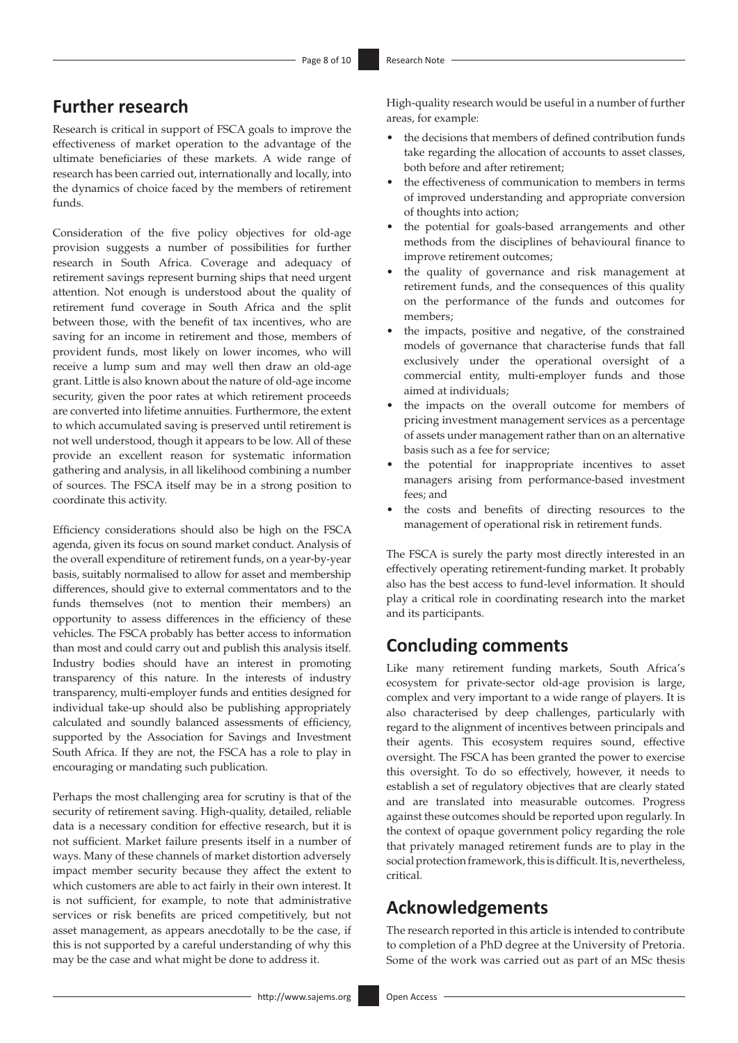## Further research

Research is critical in support of FSCA goals to improve the effectiveness of market operation to the advantage of the ultimate beneficiaries of these markets. A wide range of research has been carried out, internationally and locally, into the dynamics of choice faced by the members of retirement funds.

Consideration of the five policy objectives for old-age provision suggests a number of possibilities for further research in South Africa. Coverage and adequacy of retirement savings represent burning ships that need urgent attention. Not enough is understood about the quality of retirement fund coverage in South Africa and the split between those, with the benefit of tax incentives, who are saving for an income in retirement and those, members of provident funds, most likely on lower incomes, who will receive a lump sum and may well then draw an old-age grant. Little is also known about the nature of old-age income security, given the poor rates at which retirement proceeds are converted into lifetime annuities. Furthermore, the extent to which accumulated saving is preserved until retirement is not well understood, though it appears to be low. All of these provide an excellent reason for systematic information gathering and analysis, in all likelihood combining a number of sources. The FSCA itself may be in a strong position to coordinate this activity.

Efficiency considerations should also be high on the FSCA agenda, given its focus on sound market conduct. Analysis of the overall expenditure of retirement funds, on a year-by-year basis, suitably normalised to allow for asset and membership differences, should give to external commentators and to the funds themselves (not to mention their members) an opportunity to assess differences in the efficiency of these vehicles. The FSCA probably has better access to information than most and could carry out and publish this analysis itself. Industry bodies should have an interest in promoting transparency of this nature. In the interests of industry transparency, multi-employer funds and entities designed for individual take-up should also be publishing appropriately calculated and soundly balanced assessments of efficiency, supported by the Association for Savings and Investment South Africa. If they are not, the FSCA has a role to play in encouraging or mandating such publication.

Perhaps the most challenging area for scrutiny is that of the security of retirement saving. High-quality, detailed, reliable data is a necessary condition for effective research, but it is not sufficient. Market failure presents itself in a number of ways. Many of these channels of market distortion adversely impact member security because they affect the extent to which customers are able to act fairly in their own interest. It is not sufficient, for example, to note that administrative services or risk benefits are priced competitively, but not asset management, as appears anecdotally to be the case, if this is not supported by a careful understanding of why this may be the case and what might be done to address it.

High-quality research would be useful in a number of further areas, for example:

- the decisions that members of defined contribution funds take regarding the allocation of accounts to asset classes, both before and after retirement;
- the effectiveness of communication to members in terms of improved understanding and appropriate conversion of thoughts into action;
- the potential for goals-based arrangements and other methods from the disciplines of behavioural finance to improve retirement outcomes;
- the quality of governance and risk management at retirement funds, and the consequences of this quality on the performance of the funds and outcomes for members;
- the impacts, positive and negative, of the constrained models of governance that characterise funds that fall exclusively under the operational oversight of a commercial entity, multi-employer funds and those aimed at individuals;
- the impacts on the overall outcome for members of pricing investment management services as a percentage of assets under management rather than on an alternative basis such as a fee for service;
- the potential for inappropriate incentives to asset managers arising from performance-based investment fees; and
- the costs and benefits of directing resources to the management of operational risk in retirement funds.

The FSCA is surely the party most directly interested in an effectively operating retirement-funding market. It probably also has the best access to fund-level information. It should play a critical role in coordinating research into the market and its participants.

## Concluding comments

Like many retirement funding markets, South Africa's ecosystem for private-sector old-age provision is large, complex and very important to a wide range of players. It is also characterised by deep challenges, particularly with regard to the alignment of incentives between principals and their agents. This ecosystem requires sound, effective oversight. The FSCA has been granted the power to exercise this oversight. To do so effectively, however, it needs to establish a set of regulatory objectives that are clearly stated and are translated into measurable outcomes. Progress against these outcomes should be reported upon regularly. In the context of opaque government policy regarding the role that privately managed retirement funds are to play in the social protection framework, this is difficult. It is, nevertheless, critical.

## Acknowledgements

The research reported in this article is intended to contribute to completion of a PhD degree at the University of Pretoria. Some of the work was carried out as part of an MSc thesis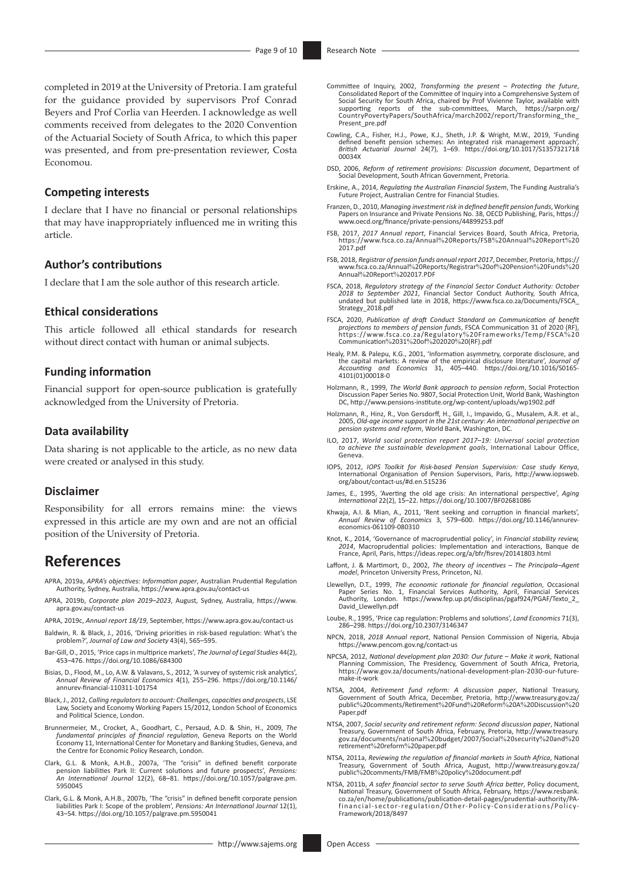completed in 2019 at the University of Pretoria. I am grateful for the guidance provided by supervisors Prof Conrad Beyers and Prof Corlia van Heerden. I acknowledge as well comments received from delegates to the 2020 Convention of the Actuarial Society of South Africa, to which this paper was presented, and from pre-presentation reviewer, Costa Economou.

### Competing interests

I declare that I have no financial or personal relationships that may have inappropriately influenced me in writing this article.

### Author's contributions

I declare that I am the sole author of this research article.

### Ethical considerations

This article followed all ethical standards for research without direct contact with human or animal subjects.

### Funding information

Financial support for open-source publication is gratefully acknowledged from the University of Pretoria.

### Data availability

Data sharing is not applicable to the article, as no new data were created or analysed in this study.

### Disclaimer

Responsibility for all errors remains mine: the views expressed in this article are my own and are not an official position of the University of Pretoria.

## References

APRA, 2019a, *APRA's objectives: Information paper*, Australian Prudential Regulation Authority, Sydney, Australia, https://www.apra.gov.au/contact-us

APRA, 2019b, *Corporate plan 2019–2023*, August, Sydney, Australia, https://www.apra.gov.au/contact-us

APRA, 2019c, *Annual report 18/19*, September, https://www.apra.gov.au/contact-us

Baldwin, R. & Black, J., 2016, 'Driving priorities in risk-based regulation: What's the problem?', *Journal of Law and Society* 43(4), 565–595.

Bar-Gill, O., 2015, 'Price caps in multiprice markets', *The Journal of Legal Studies* 44(2), 453–476. https://doi.org/10.1086/684300

Bisias, D., Flood, M., Lo, A.W. & Valavanis, S., 2012, 'A survey of systemic risk analytics', *Annual Review of Financial Economics* 4(1), 255–296. https://doi.org/10.1146/annurev-financial-110311-101754

Black, J., 2012, *Calling regulators to account: Challenges, capacities and prospects*, LSE Law, Society and Economy Working Papers 15/2012, London School of Economics and Political Science, London.

Brunnermeier, M., Crocket, A., Goodhart, C., Persaud, A.D. & Shin, H., 2009, *The fundamental principles of financial regulation*, Geneva Reports on the World Economy 11, International Center for Monetary and Banking Studies, Geneva, and the Centre for Economic Policy Research, London.

Clark, G.L. & Monk, A.H.B., 2007a, 'The "crisis" in defined benefit corporate pension liabilities Park II: Current solutions and future prospects', *Pensions: An International Journal* 12(2), 68–81. https://doi.org/10.1057/palgrave.pm.5950045

Clark, G.L. & Monk, A.H.B., 2007b, 'The "crisis" in defined benefit corporate pension liabilities Park I: Scope of the problem', *Pensions: An International Journal* 12(1), 43–54. https://doi.org/10.1057/palgrave.pm.5950041

Committee of Inquiry, 2002, *Transforming the present – Protecting the future*, Consolidated Report of the Committee of Inquiry into a Comprehensive System of Social Security for South Africa, chaired by Prof Vivienne Taylor, available with supporting reports of the sub-committees, March, https://sarpn.org/CountryPovertyPapers/SouthAfrica/march2002/report/Transforming_the_Present_pre.pdf

Cowling, C.A., Fisher, H.J., Powe, K.J., Sheth, J.P. & Wright, M.W., 2019, 'Funding defined benefit pension schemes: An integrated risk management approach', *British Actuarial Journal* 24(7), 1–69. https://doi.org/10.1017/S135732171800034X

DSD, 2006, *Reform of retirement provisions: Discussion document*, Department of Social Development, South African Government, Pretoria.

Erskine, A., 2014, *Regulating the Australian Financial System*, The Funding Australia's Future Project, Australian Centre for Financial Studies.

Franzen, D., 2010, *Managing investment risk in defined benefit pension funds*, Working Papers on Insurance and Private Pensions No. 38, OECD Publishing, Paris, https://www.oecd.org/finance/private-pensions/44899253.pdf

FSB, 2017, *2017 Annual report*, Financial Services Board, South Africa, Pretoria, https://www.fsca.co.za/Annual%20Reports/FSB%20Annual%20Report%202017.pdf

FSB, 2018, *Registrar of pension funds annual report 2017*, December, Pretoria, https://www.fsca.co.za/Annual%20Reports/Registrar%20of%20Pension%20Funds%20Annual%20Report%202017.PDF

FSCA, 2018, *Regulatory strategy of the Financial Sector Conduct Authority: October 2018 to September 2021*, Financial Sector Conduct Authority, South Africa, undated but published late in 2018, https://www.fsca.co.za/Documents/FSCA_Strategy_2018.pdf

FSCA, 2020, *Publication of draft Conduct Standard on Communication of benefit projections to members of pension funds*, FSCA Communication 31 of 2020 (RF), https://www.fsca.co.za/Regulatory%20Frameworks/Temp/FSCA%20Communication%2031%20of%202020%20(RF).pdf

Healy, P.M. & Palepu, K.G., 2001, 'Information asymmetry, corporate disclosure, and the capital markets: A review of the empirical disclosure literature', *Journal of Accounting and Economics* 31, 405–440. https://doi.org/10.1016/S0165-4101(01)00018-0

Holzmann, R., 1999, *The World Bank approach to pension reform*, Social Protection Discussion Paper Series No. 9807, Social Protection Unit, World Bank, Washington DC, http://www.pensions-institute.org/wp-content/uploads/wp1902.pdf

Holzmann, R., Hinz, R., Von Gersdorff, H., Gill, I., Impavido, G., Musalem, A.R. et al., 2005, *Old-age income support in the 21st century: An international perspective on pension systems and reform*, World Bank, Washington, DC.

ILO, 2017, *World social protection report 2017–19: Universal social protection to achieve the sustainable development goals*, International Labour Office, Geneva.

IOPS, 2012, *IOPS Toolkit for Risk-based Pension Supervision: Case study Kenya*, International Organisation of Pension Supervisors, Paris, http://www.iopsweb.org/about/contact-us/#d.en.515236

James, E., 1995, 'Averting the old age crisis: An international perspective', *Aging International* 22(2), 15–22. https://doi.org/10.1007/BF02681086

Khwaja, A.I. & Mian, A., 2011, 'Rent seeking and corruption in financial markets', *Annual Review of Economics* 3, 579–600. https://doi.org/10.1146/annurev-economics-061109-080310

Knot, K., 2014, 'Governance of macroprudential policy', in *Financial stability review, 2014*, Macroprudential policies: Implementation and interactions, Banque de France, April, Paris, https://ideas.repec.org/a/bfr/fisrev/20141803.html

Laffont, J. & Martimort, D., 2002, *The theory of incentives – The Principala–Agent model*, Princeton University Press, Princeton, NJ.

Llewellyn, D.T., 1999, *The economic rationale for financial regulation*, Occasional Paper Series No. 1, Financial Services Authority, April, Financial Services Authority, London. https://www.fep.up.pt/disciplinas/pgaf924/PGAF/Texto_2_David_Llewellyn.pdf

Loube, R., 1995, 'Price cap regulation: Problems and solutions', *Land Economics* 71(3), 286–298. https://doi.org/10.2307/3146347

NPCN, 2018, *2018 Annual report*, National Pension Commission of Nigeria, Abuja https://www.pencom.gov.ng/contact-us

NPCSA, 2012, *National development plan 2030: Our future – Make it work*, National Planning Commission, The Presidency, Government of South Africa, Pretoria, https://www.gov.za/documents/national-development-plan-2030-our-future-make-it-work

NTSA, 2004, *Retirement fund reform: A discussion paper*, National Treasury, Government of South Africa, December, Pretoria, http://www.treasury.gov.za/public%20comments/Retirement%20Fund%20Reform%20A%20Discussion%20Paper.pdf

NTSA, 2007, *Social security and retirement reform: Second discussion paper*, National Treasury, Government of South Africa, February, Pretoria, http://www.treasury.gov.za/documents/national%20budget/2007/Social%20security%20and%20retirement%20reform%20paper.pdf

NTSA, 2011a, *Reviewing the regulation of financial markets in South Africa*, National Treasury, Government of South Africa, August, http://www.treasury.gov.za/public%20comments/FMB/FMB%20policy%20document.pdf

NTSA, 2011b, *A safer financial sector to serve South Africa better*, Policy document, National Treasury, Government of South Africa, February, https://www.resbank.co.za/en/home/publications/publication-detail-pages/prudential-authority/PA-financial-sector-regulation/Other-Policy-Considerations/Policy-Framework/2018/8497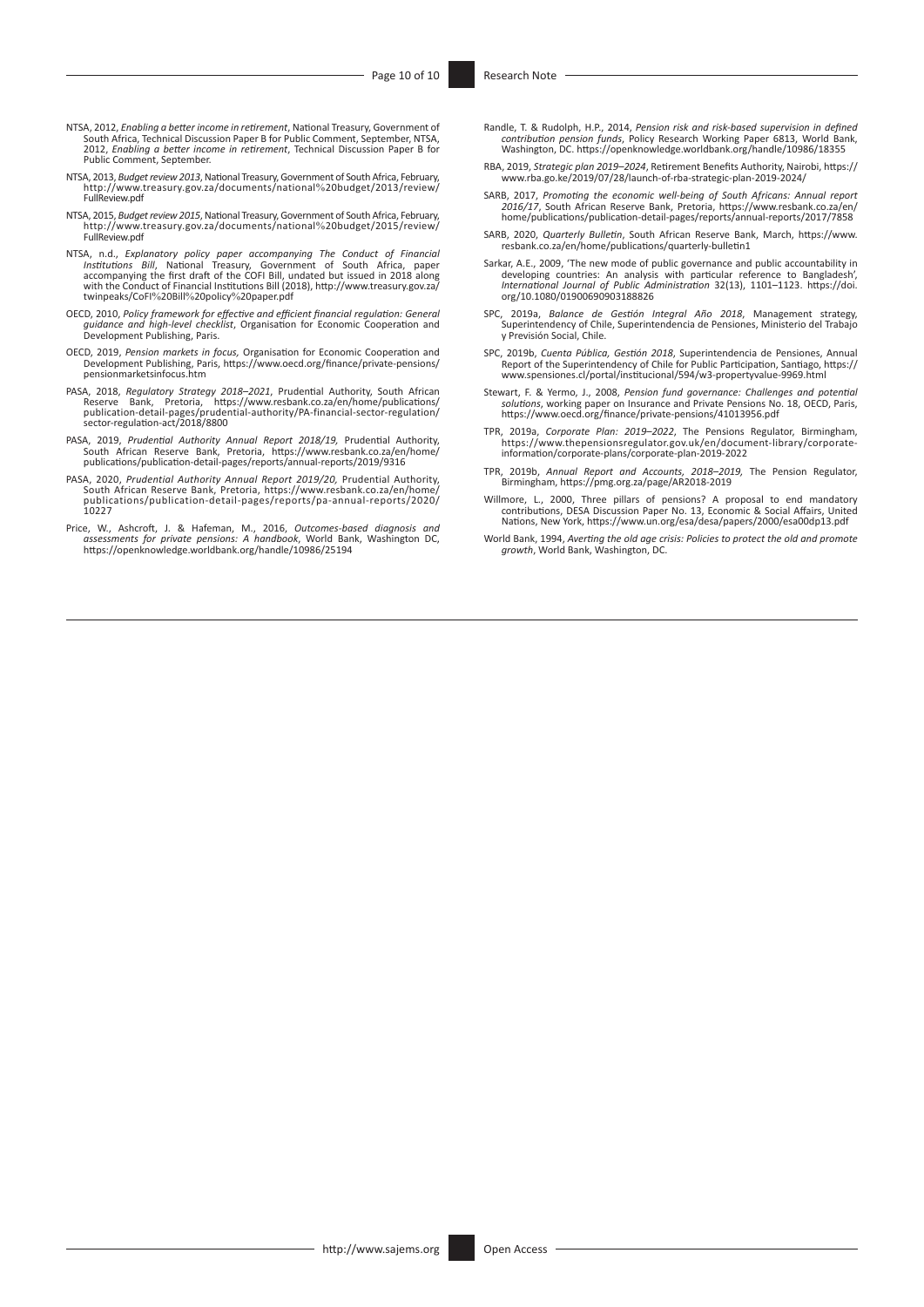NTSA, 2012, *Enabling a better income in retirement*, National Treasury, Government of South Africa, Technical Discussion Paper B for Public Comment, September, NTSA, 2012, *Enabling a better income in retirement*, Technical Discussion Paper B for Public Comment, September.

NTSA, 2013, *Budget review 2013*, National Treasury, Government of South Africa, February, http://www.treasury.gov.za/documents/national%20budget/2013/review/FullReview.pdf

NTSA, 2015, *Budget review 2015*, National Treasury, Government of South Africa, February, http://www.treasury.gov.za/documents/national%20budget/2015/review/FullReview.pdf

NTSA, n.d., *Explanatory policy paper accompanying The Conduct of Financial Institutions Bill*, National Treasury, Government of South Africa, paper accompanying the first draft of the COFI Bill, undated but issued in 2018 along with the Conduct of Financial Institutions Bill (2018), http://www.treasury.gov.za/twinpeaks/CoFI%20Bill%20policy%20paper.pdf

OECD, 2010, *Policy framework for effective and efficient financial regulation: General guidance and high-level checklist*, Organisation for Economic Cooperation and Development Publishing, Paris.

OECD, 2019, *Pension markets in focus,* Organisation for Economic Cooperation and Development Publishing, Paris, https://www.oecd.org/finance/private-pensions/pensionmarketsinfocus.htm

PASA, 2018, *Regulatory Strategy 2018–2021*, Prudential Authority, South African Reserve Bank, Pretoria, https://www.resbank.co.za/en/home/publications/publication-detail-pages/prudential-authority/PA-financial-sector-regulation/sector-regulation-act/2018/8800

PASA, 2019, *Prudential Authority Annual Report 2018/19,* Prudential Authority, South African Reserve Bank, Pretoria, https://www.resbank.co.za/en/home/publications/publication-detail-pages/reports/annual-reports/2019/9316

PASA, 2020, *Prudential Authority Annual Report 2019/20,* Prudential Authority, South African Reserve Bank, Pretoria, https://www.resbank.co.za/en/home/publications/publication-detail-pages/reports/pa-annual-reports/2020/10227

Price, W., Ashcroft, J. & Hafeman, M., 2016, *Outcomes-based diagnosis and assessments for private pensions: A handbook*, World Bank, Washington DC, https://openknowledge.worldbank.org/handle/10986/25194

Randle, T. & Rudolph, H.P., 2014, *Pension risk and risk-based supervision in defined contribution pension funds*, Policy Research Working Paper 6813, World Bank, Washington, DC. https://openknowledge.worldbank.org/handle/10986/18355

RBA, 2019, *Strategic plan 2019–2024*, Retirement Benefits Authority, Nairobi, https://www.rba.go.ke/2019/07/28/launch-of-rba-strategic-plan-2019-2024/

SARB, 2017, *Promoting the economic well-being of South Africans: Annual report 2016/17*, South African Reserve Bank, Pretoria, https://www.resbank.co.za/en/home/publications/publication-detail-pages/reports/annual-reports/2017/7858

SARB, 2020, *Quarterly Bulletin*, South African Reserve Bank, March, https://www.resbank.co.za/en/home/publications/quarterly-bulletin1

Sarkar, A.E., 2009, 'The new mode of public governance and public accountability in developing countries: An analysis with particular reference to Bangladesh', *International Journal of Public Administration* 32(13), 1101–1123. https://doi.org/10.1080/01900690903188826

SPC, 2019a, *Balance de Gestión Integral Año 2018*, Management strategy, Superintendency of Chile, Superintendencia de Pensiones, Ministerio del Trabajo y Previsión Social, Chile.

SPC, 2019b, *Cuenta Pública, Gestión 2018*, Superintendencia de Pensiones, Annual Report of the Superintendency of Chile for Public Participation, Santiago, https://www.spensiones.cl/portal/institucional/594/w3-propertyvalue-9969.html

Stewart, F. & Yermo, J., 2008, *Pension fund governance: Challenges and potential solutions*, working paper on Insurance and Private Pensions No. 18, OECD, Paris, https://www.oecd.org/finance/private-pensions/41013956.pdf

TPR, 2019a, *Corporate Plan: 2019–2022*, The Pensions Regulator, Birmingham, https://www.thepensionsregulator.gov.uk/en/document-library/corporate-information/corporate-plans/corporate-plan-2019-2022

TPR, 2019b, *Annual Report and Accounts, 2018–2019,* The Pension Regulator, Birmingham, https://pmg.org.za/page/AR2018-2019

Willmore, L., 2000, Three pillars of pensions? A proposal to end mandatory contributions, DESA Discussion Paper No. 13, Economic & Social Affairs, United Nations, New York, https://www.un.org/esa/desa/papers/2000/esa00dp13.pdf

World Bank, 1994, *Averting the old age crisis: Policies to protect the old and promote growth*, World Bank, Washington, DC.